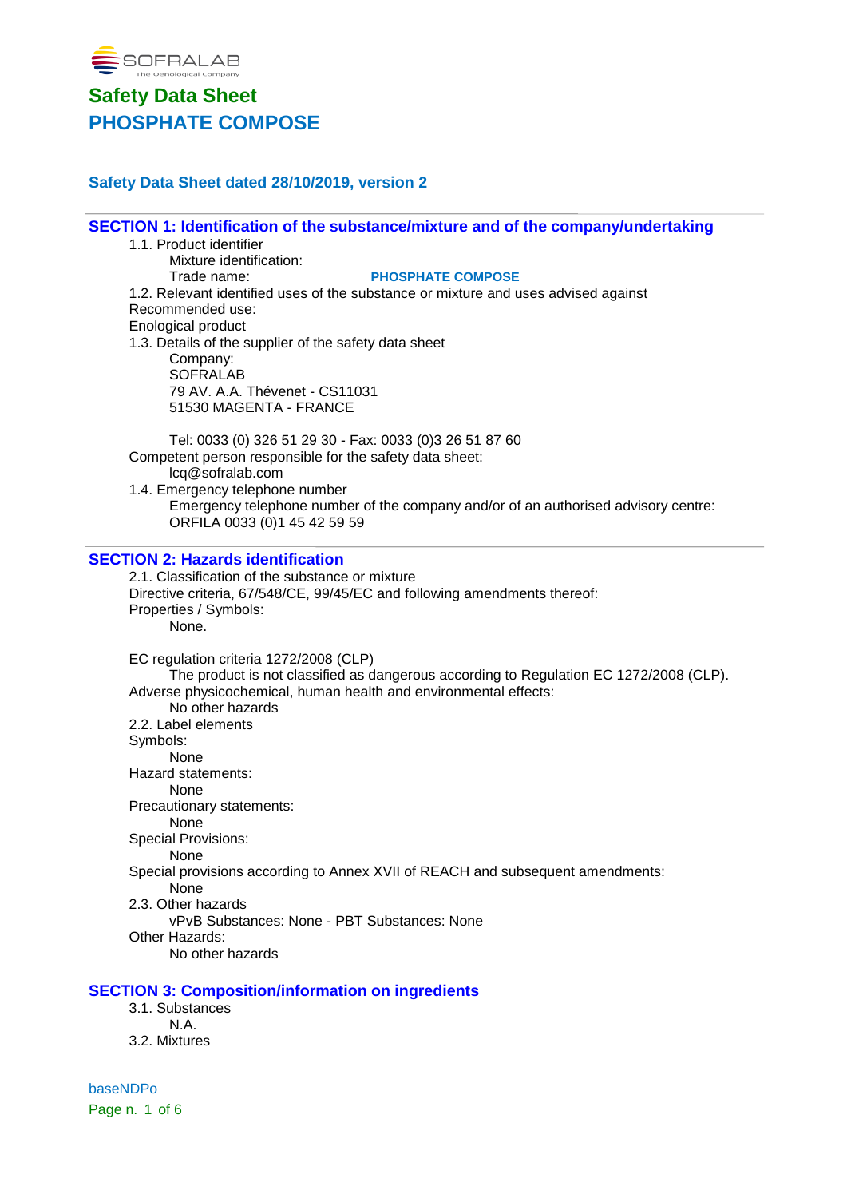SOFRALAB
The Oenological Company

# Safety Data Sheet
# PHOSPHATE COMPOSE

**Safety Data Sheet dated 28/10/2019, version 2**

## SECTION 1: Identification of the substance/mixture and of the company/undertaking

1.1. Product identifier

Mixture identification:

Trade name: **PHOSPHATE COMPOSE**

1.2. Relevant identified uses of the substance or mixture and uses advised against

Recommended use:

Enological product

1.3. Details of the supplier of the safety data sheet

Company:
SOFRALAB
79 AV. A.A. Thévenet - CS11031
51530 MAGENTA - FRANCE

Tel: 0033 (0) 326 51 29 30 - Fax: 0033 (0)3 26 51 87 60

Competent person responsible for the safety data sheet:

lcq@sofralab.com

1.4. Emergency telephone number

Emergency telephone number of the company and/or of an authorised advisory centre:
ORFILA 0033 (0)1 45 42 59 59

## SECTION 2: Hazards identification

2.1. Classification of the substance or mixture

Directive criteria, 67/548/CE, 99/45/EC and following amendments thereof:

Properties / Symbols:

None.

EC regulation criteria 1272/2008 (CLP)

The product is not classified as dangerous according to Regulation EC 1272/2008 (CLP).

Adverse physicochemical, human health and environmental effects:

No other hazards

2.2. Label elements

Symbols:

None

Hazard statements:

None

Precautionary statements:

None

Special Provisions:

None

Special provisions according to Annex XVII of REACH and subsequent amendments:

None

2.3. Other hazards

vPvB Substances: None - PBT Substances: None

Other Hazards:

No other hazards

## SECTION 3: Composition/information on ingredients

3.1. Substances

N.A.

3.2. Mixtures

baseNDPo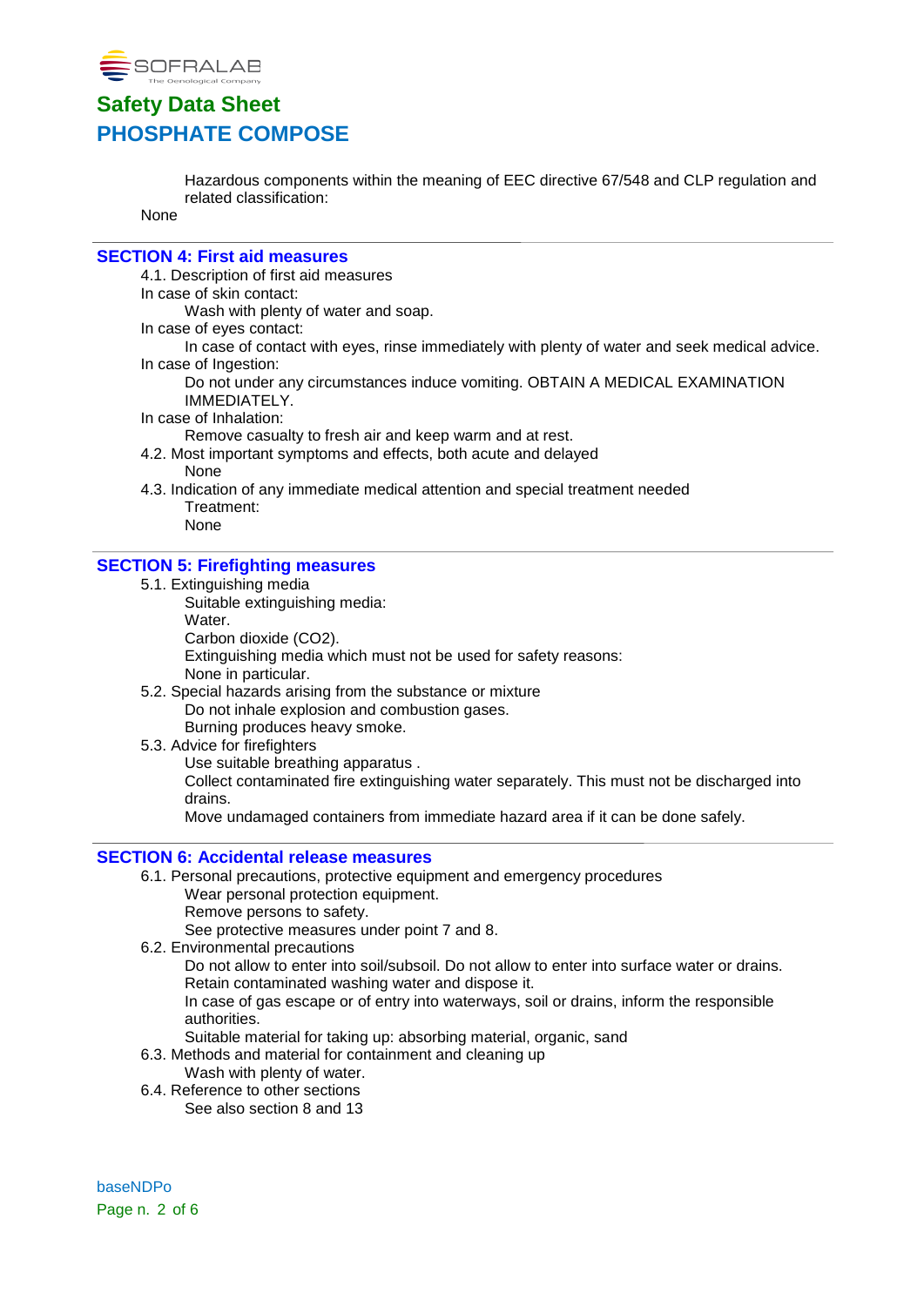Hazardous components within the meaning of EEC directive 67/548 and CLP regulation and related classification:

None

## SECTION 4: First aid measures

4.1. Description of first aid measures

In case of skin contact:

Wash with plenty of water and soap.

In case of eyes contact:

In case of contact with eyes, rinse immediately with plenty of water and seek medical advice.

In case of Ingestion:

Do not under any circumstances induce vomiting. OBTAIN A MEDICAL EXAMINATION IMMEDIATELY.

In case of Inhalation:

Remove casualty to fresh air and keep warm and at rest.

4.2. Most important symptoms and effects, both acute and delayed

None

4.3. Indication of any immediate medical attention and special treatment needed

Treatment:

None

## SECTION 5: Firefighting measures

5.1. Extinguishing media

Suitable extinguishing media:

Water.

Carbon dioxide (CO2).

Extinguishing media which must not be used for safety reasons:

None in particular.

5.2. Special hazards arising from the substance or mixture

Do not inhale explosion and combustion gases.

Burning produces heavy smoke.

5.3. Advice for firefighters

Use suitable breathing apparatus .

Collect contaminated fire extinguishing water separately. This must not be discharged into drains.

Move undamaged containers from immediate hazard area if it can be done safely.

## SECTION 6: Accidental release measures

6.1. Personal precautions, protective equipment and emergency procedures

Wear personal protection equipment.

Remove persons to safety.

See protective measures under point 7 and 8.

6.2. Environmental precautions

Do not allow to enter into soil/subsoil. Do not allow to enter into surface water or drains.

Retain contaminated washing water and dispose it.

In case of gas escape or of entry into waterways, soil or drains, inform the responsible authorities.

Suitable material for taking up: absorbing material, organic, sand

6.3. Methods and material for containment and cleaning up

Wash with plenty of water.

6.4. Reference to other sections

See also section 8 and 13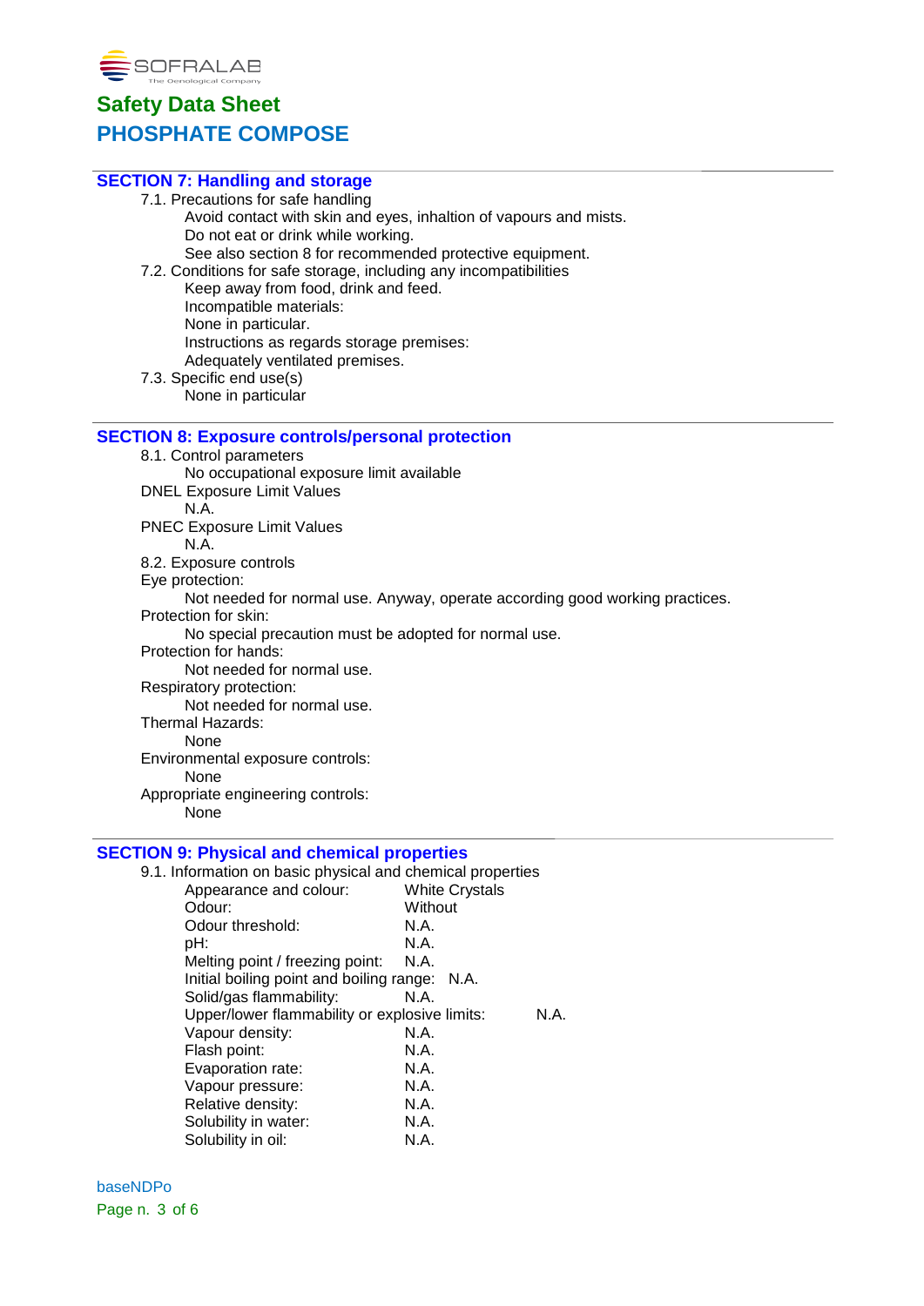## SECTION 7: Handling and storage

7.1. Precautions for safe handling

Avoid contact with skin and eyes, inhalation of vapours and mists.
Do not eat or drink while working.
See also section 8 for recommended protective equipment.

7.2. Conditions for safe storage, including any incompatibilities

Keep away from food, drink and feed.
Incompatible materials:
None in particular.
Instructions as regards storage premises:
Adequately ventilated premises.

7.3. Specific end use(s)

None in particular

## SECTION 8: Exposure controls/personal protection

8.1. Control parameters

No occupational exposure limit available

DNEL Exposure Limit Values

N.A.

PNEC Exposure Limit Values

N.A.

8.2. Exposure controls

Eye protection:

Not needed for normal use. Anyway, operate according good working practices.

Protection for skin:

No special precaution must be adopted for normal use.

Protection for hands:

Not needed for normal use.

Respiratory protection:

Not needed for normal use.

Thermal Hazards:

None

Environmental exposure controls:

None

Appropriate engineering controls:

None

## SECTION 9: Physical and chemical properties

9.1. Information on basic physical and chemical properties

| Property | Value |
|---|---|
| Appearance and colour: | White Crystals |
| Odour: | Without |
| Odour threshold: | N.A. |
| pH: | N.A. |
| Melting point / freezing point: | N.A. |
| Initial boiling point and boiling range: | N.A. |
| Solid/gas flammability: | N.A. |
| Upper/lower flammability or explosive limits: | N.A. |
| Vapour density: | N.A. |
| Flash point: | N.A. |
| Evaporation rate: | N.A. |
| Vapour pressure: | N.A. |
| Relative density: | N.A. |
| Solubility in water: | N.A. |
| Solubility in oil: | N.A. |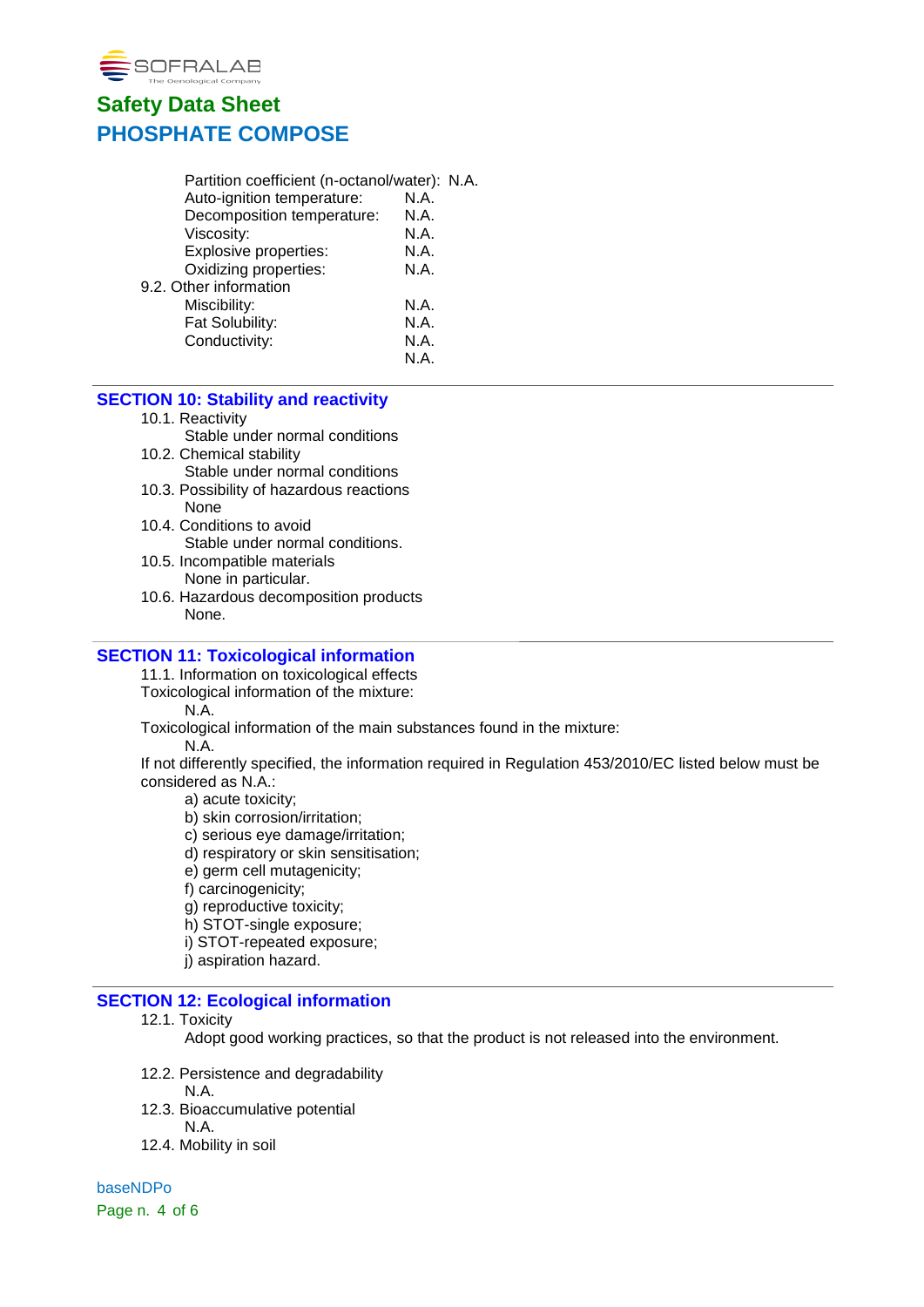| | |
|---|---|
| Partition coefficient (n-octanol/water): | N.A. |
| Auto-ignition temperature: | N.A. |
| Decomposition temperature: | N.A. |
| Viscosity: | N.A. |
| Explosive properties: | N.A. |
| Oxidizing properties: | N.A. |

9.2. Other information

| | |
|---|---|
| Miscibility: | N.A. |
| Fat Solubility: | N.A. |
| Conductivity: | N.A. |
| | N.A. |

## SECTION 10: Stability and reactivity

10.1. Reactivity
Stable under normal conditions

10.2. Chemical stability
Stable under normal conditions

10.3. Possibility of hazardous reactions
None

10.4. Conditions to avoid
Stable under normal conditions.

10.5. Incompatible materials
None in particular.

10.6. Hazardous decomposition products
None.

## SECTION 11: Toxicological information

11.1. Information on toxicological effects

Toxicological information of the mixture:
N.A.

Toxicological information of the main substances found in the mixture:
N.A.

If not differently specified, the information required in Regulation 453/2010/EC listed below must be considered as N.A.:

a) acute toxicity;
b) skin corrosion/irritation;
c) serious eye damage/irritation;
d) respiratory or skin sensitisation;
e) germ cell mutagenicity;
f) carcinogenicity;
g) reproductive toxicity;
h) STOT-single exposure;
i) STOT-repeated exposure;
j) aspiration hazard.

## SECTION 12: Ecological information

12.1. Toxicity
Adopt good working practices, so that the product is not released into the environment.

12.2. Persistence and degradability
N.A.

12.3. Bioaccumulative potential
N.A.

12.4. Mobility in soil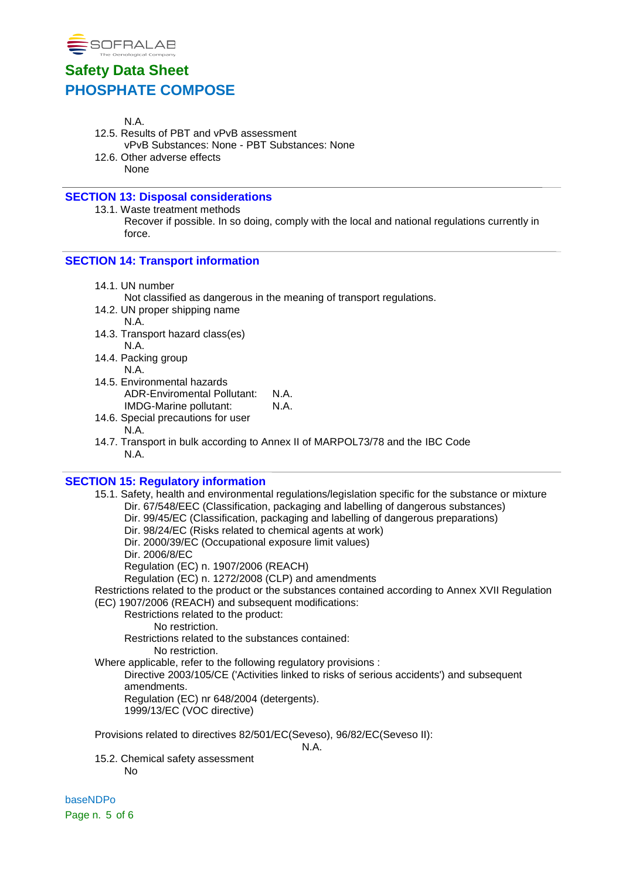N.A.

12.5. Results of PBT and vPvB assessment

vPvB Substances: None - PBT Substances: None

12.6. Other adverse effects

None

## SECTION 13: Disposal considerations

13.1. Waste treatment methods

Recover if possible. In so doing, comply with the local and national regulations currently in force.

## SECTION 14: Transport information

14.1. UN number

Not classified as dangerous in the meaning of transport regulations.

14.2. UN proper shipping name

N.A.

14.3. Transport hazard class(es)

N.A.

14.4. Packing group

N.A.

14.5. Environmental hazards

ADR-Enviromental Pollutant: N.A.

IMDG-Marine pollutant: N.A.

14.6. Special precautions for user

N.A.

14.7. Transport in bulk according to Annex II of MARPOL73/78 and the IBC Code

N.A.

## SECTION 15: Regulatory information

15.1. Safety, health and environmental regulations/legislation specific for the substance or mixture

Dir. 67/548/EEC (Classification, packaging and labelling of dangerous substances)
Dir. 99/45/EC (Classification, packaging and labelling of dangerous preparations)
Dir. 98/24/EC (Risks related to chemical agents at work)
Dir. 2000/39/EC (Occupational exposure limit values)
Dir. 2006/8/EC
Regulation (EC) n. 1907/2006 (REACH)
Regulation (EC) n. 1272/2008 (CLP) and amendments

Restrictions related to the product or the substances contained according to Annex XVII Regulation (EC) 1907/2006 (REACH) and subsequent modifications:

Restrictions related to the product:

No restriction.

Restrictions related to the substances contained:

No restriction.

Where applicable, refer to the following regulatory provisions :

Directive 2003/105/CE ('Activities linked to risks of serious accidents') and subsequent amendments.
Regulation (EC) nr 648/2004 (detergents).
1999/13/EC (VOC directive)

Provisions related to directives 82/501/EC(Seveso), 96/82/EC(Seveso II):

N.A.

15.2. Chemical safety assessment

No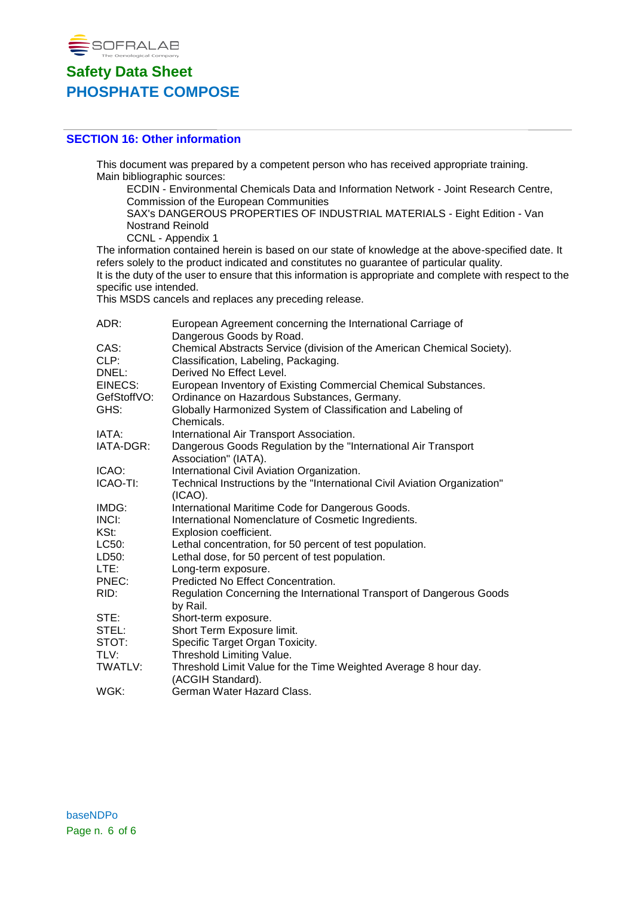# SECTION 16: Other information

This document was prepared by a competent person who has received appropriate training.
Main bibliographic sources:

ECDIN - Environmental Chemicals Data and Information Network - Joint Research Centre, Commission of the European Communities
SAX's DANGEROUS PROPERTIES OF INDUSTRIAL MATERIALS - Eight Edition - Van Nostrand Reinold
CCNL - Appendix 1

The information contained herein is based on our state of knowledge at the above-specified date. It refers solely to the product indicated and constitutes no guarantee of particular quality.
It is the duty of the user to ensure that this information is appropriate and complete with respect to the specific use intended.
This MSDS cancels and replaces any preceding release.

| | |
|---|---|
| ADR: | European Agreement concerning the International Carriage of Dangerous Goods by Road. |
| CAS: | Chemical Abstracts Service (division of the American Chemical Society). |
| CLP: | Classification, Labeling, Packaging. |
| DNEL: | Derived No Effect Level. |
| EINECS: | European Inventory of Existing Commercial Chemical Substances. |
| GefStoffVO: | Ordinance on Hazardous Substances, Germany. |
| GHS: | Globally Harmonized System of Classification and Labeling of Chemicals. |
| IATA: | International Air Transport Association. |
| IATA-DGR: | Dangerous Goods Regulation by the "International Air Transport Association" (IATA). |
| ICAO: | International Civil Aviation Organization. |
| ICAO-TI: | Technical Instructions by the "International Civil Aviation Organization" (ICAO). |
| IMDG: | International Maritime Code for Dangerous Goods. |
| INCI: | International Nomenclature of Cosmetic Ingredients. |
| KSt: | Explosion coefficient. |
| LC50: | Lethal concentration, for 50 percent of test population. |
| LD50: | Lethal dose, for 50 percent of test population. |
| LTE: | Long-term exposure. |
| PNEC: | Predicted No Effect Concentration. |
| RID: | Regulation Concerning the International Transport of Dangerous Goods by Rail. |
| STE: | Short-term exposure. |
| STEL: | Short Term Exposure limit. |
| STOT: | Specific Target Organ Toxicity. |
| TLV: | Threshold Limiting Value. |
| TWATLV: | Threshold Limit Value for the Time Weighted Average 8 hour day. (ACGIH Standard). |
| WGK: | German Water Hazard Class. |